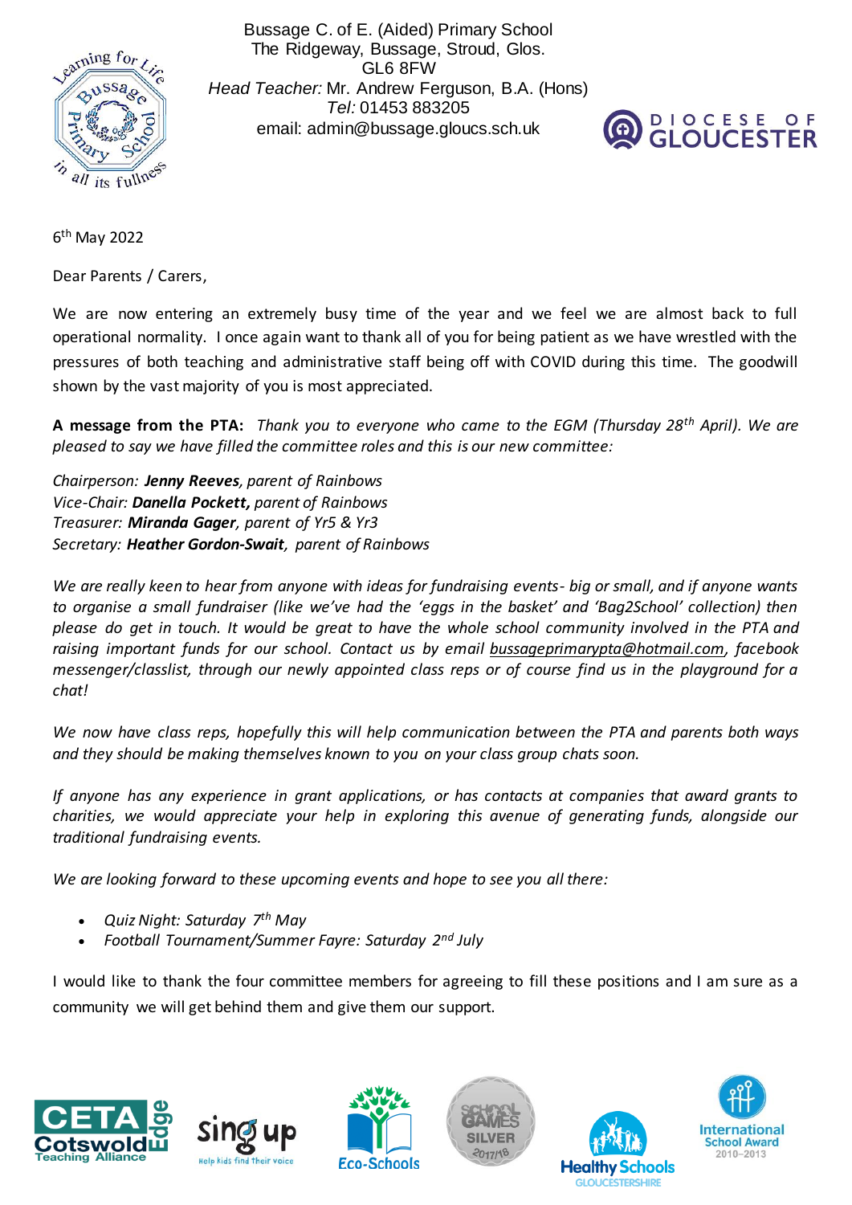Bussage C. of E. (Aided) Primary School
The Ridgeway, Bussage, Stroud, Glos.
GL6 8FW
*Head Teacher:* Mr. Andrew Ferguson, B.A. (Hons)
*Tel:* 01453 883205
email: admin@bussage.gloucs.sch.uk

6th May 2022

Dear Parents / Carers,

We are now entering an extremely busy time of the year and we feel we are almost back to full operational normality. I once again want to thank all of you for being patient as we have wrestled with the pressures of both teaching and administrative staff being off with COVID during this time. The goodwill shown by the vast majority of you is most appreciated.

**A message from the PTA:** *Thank you to everyone who came to the EGM (Thursday 28th April). We are pleased to say we have filled the committee roles and this is our new committee:*

*Chairperson: **Jenny Reeves**, parent of Rainbows*
*Vice-Chair: **Danella Pockett,** parent of Rainbows*
*Treasurer: **Miranda Gager**, parent of Yr5 & Yr3*
*Secretary: **Heather Gordon-Swait**, parent of Rainbows*

*We are really keen to hear from anyone with ideas for fundraising events- big or small, and if anyone wants to organise a small fundraiser (like we've had the 'eggs in the basket' and 'Bag2School' collection) then please do get in touch. It would be great to have the whole school community involved in the PTA and raising important funds for our school. Contact us by email bussageprimarypta@hotmail.com, facebook messenger/classlist, through our newly appointed class reps or of course find us in the playground for a chat!*

*We now have class reps, hopefully this will help communication between the PTA and parents both ways and they should be making themselves known to you on your class group chats soon.*

*If anyone has any experience in grant applications, or has contacts at companies that award grants to charities, we would appreciate your help in exploring this avenue of generating funds, alongside our traditional fundraising events.*

*We are looking forward to these upcoming events and hope to see you all there:*

- *Quiz Night: Saturday 7th May*
- *Football Tournament/Summer Fayre: Saturday 2nd July*

I would like to thank the four committee members for agreeing to fill these positions and I am sure as a community we will get behind them and give them our support.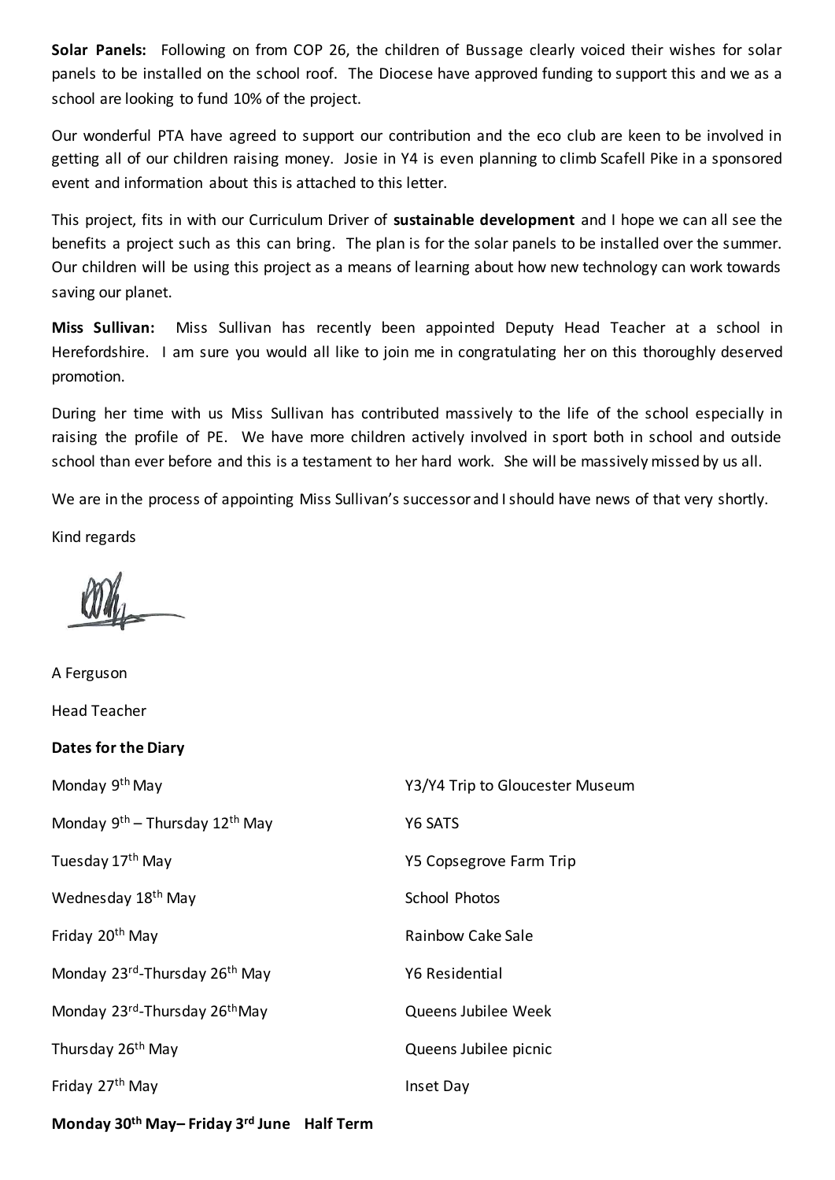**Solar Panels:** Following on from COP 26, the children of Bussage clearly voiced their wishes for solar panels to be installed on the school roof. The Diocese have approved funding to support this and we as a school are looking to fund 10% of the project.

Our wonderful PTA have agreed to support our contribution and the eco club are keen to be involved in getting all of our children raising money. Josie in Y4 is even planning to climb Scafell Pike in a sponsored event and information about this is attached to this letter.

This project, fits in with our Curriculum Driver of **sustainable development** and I hope we can all see the benefits a project such as this can bring. The plan is for the solar panels to be installed over the summer. Our children will be using this project as a means of learning about how new technology can work towards saving our planet.

**Miss Sullivan:** Miss Sullivan has recently been appointed Deputy Head Teacher at a school in Herefordshire. I am sure you would all like to join me in congratulating her on this thoroughly deserved promotion.

During her time with us Miss Sullivan has contributed massively to the life of the school especially in raising the profile of PE. We have more children actively involved in sport both in school and outside school than ever before and this is a testament to her hard work. She will be massively missed by us all.

We are in the process of appointing Miss Sullivan's successor and I should have news of that very shortly.

Kind regards

A Ferguson

Head Teacher

**Dates for the Diary**

| | |
|---|---|
| Monday 9th May | Y3/Y4 Trip to Gloucester Museum |
| Monday 9th – Thursday 12th May | Y6 SATS |
| Tuesday 17th May | Y5 Copsegrove Farm Trip |
| Wednesday 18th May | School Photos |
| Friday 20th May | Rainbow Cake Sale |
| Monday 23rd-Thursday 26th May | Y6 Residential |
| Monday 23rd-Thursday 26th May | Queens Jubilee Week |
| Thursday 26th May | Queens Jubilee picnic |
| Friday 27th May | Inset Day |

**Monday 30th May– Friday 3rd June Half Term**